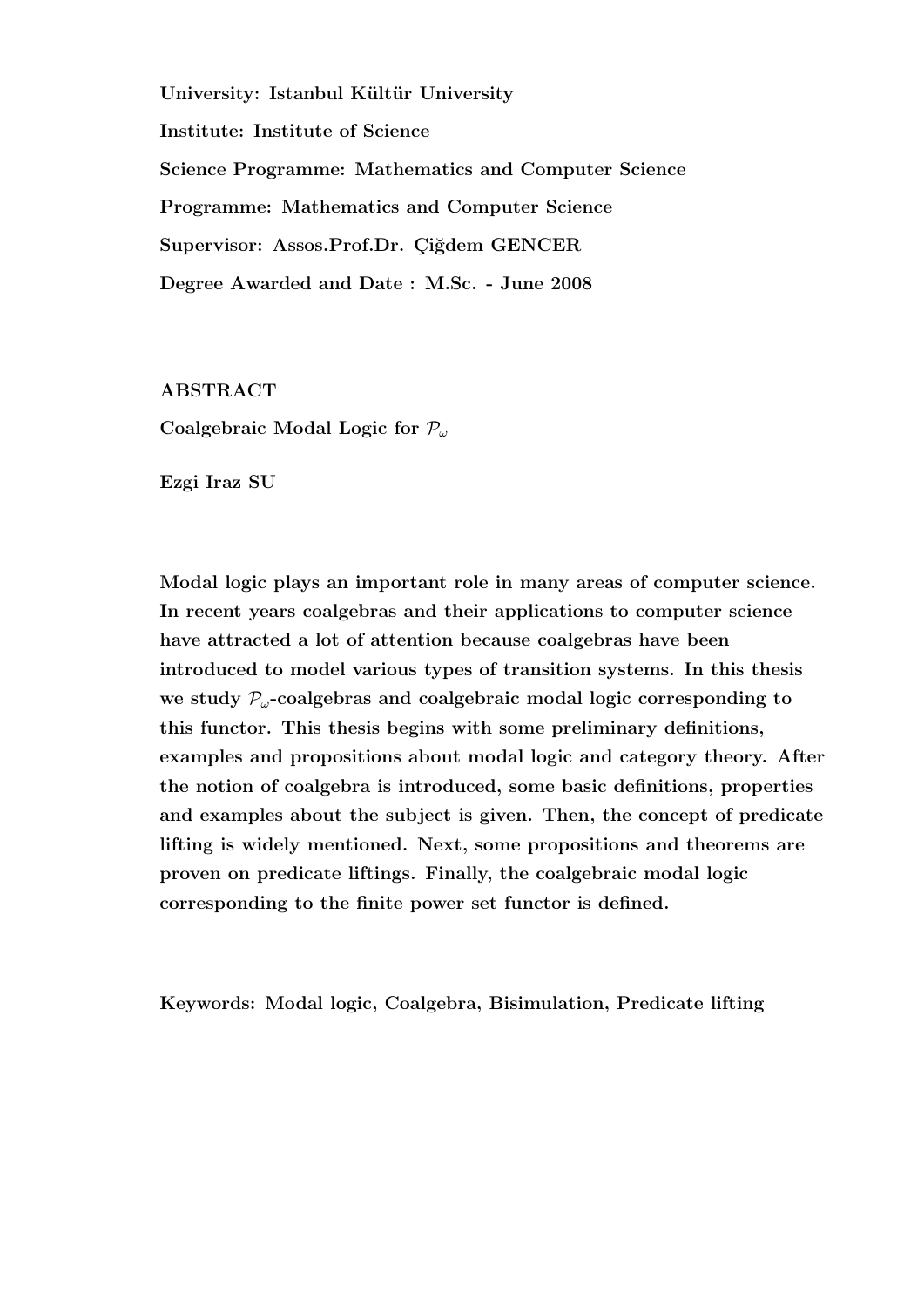**University: Istanbul Kültür University**

**Institute: Institute of Science**

**Science Programme: Mathematics and Computer Science**

**Programme: Mathematics and Computer Science**

**Supervisor: Assos.Prof.Dr. Çiğdem GENCER**

**Degree Awarded and Date : M.Sc. - June 2008**

## ABSTRACT

**Coalgebraic Modal Logic for $\mathcal{P}_\omega$**

**Ezgi Iraz SU**

**Modal logic plays an important role in many areas of computer science. In recent years coalgebras and their applications to computer science have attracted a lot of attention because coalgebras have been introduced to model various types of transition systems. In this thesis we study $\mathcal{P}_\omega$-coalgebras and coalgebraic modal logic corresponding to this functor. This thesis begins with some preliminary definitions, examples and propositions about modal logic and category theory. After the notion of coalgebra is introduced, some basic definitions, properties and examples about the subject is given. Then, the concept of predicate lifting is widely mentioned. Next, some propositions and theorems are proven on predicate liftings. Finally, the coalgebraic modal logic corresponding to the finite power set functor is defined.**

**Keywords: Modal logic, Coalgebra, Bisimulation, Predicate lifting**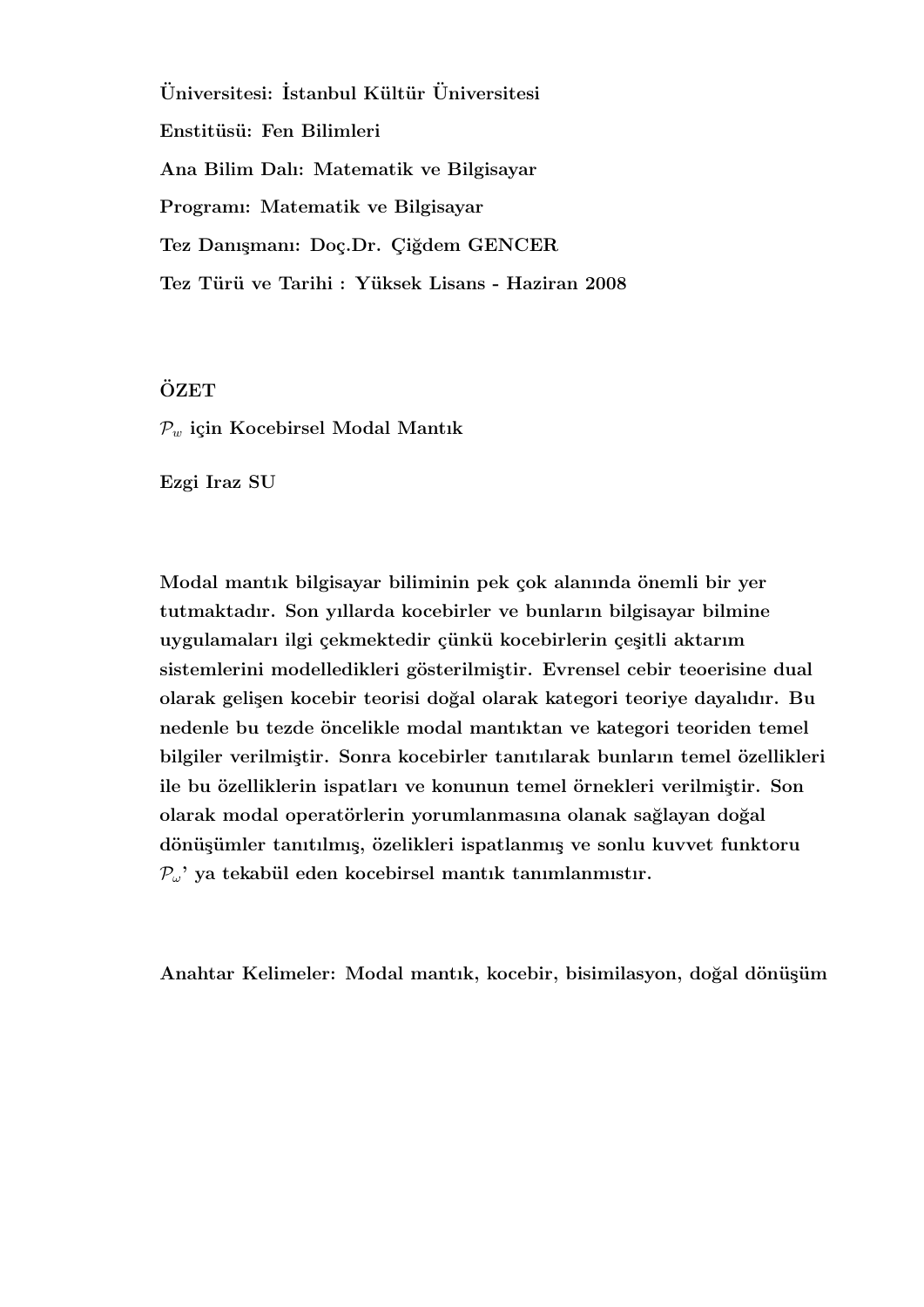**Üniversitesi: İstanbul Kültür Üniversitesi**

**Enstitüsü: Fen Bilimleri**

**Ana Bilim Dalı: Matematik ve Bilgisayar**

**Programı: Matematik ve Bilgisayar**

**Tez Danışmanı: Doç.Dr. Çiğdem GENCER**

**Tez Türü ve Tarihi : Yüksek Lisans - Haziran 2008**

## ÖZET

**$\mathcal{P}_w$ için Kocebirsel Modal Mantık**

**Ezgi Iraz SU**

**Modal mantık bilgisayar biliminin pek çok alanında önemli bir yer tutmaktadır. Son yıllarda kocebirler ve bunların bilgisayar bilmine uygulamaları ilgi çekmektedir çünkü kocebirlerin çeşitli aktarım sistemlerini modelledikleri gösterilmiştir. Evrensel cebir teoerisine dual olarak gelişen kocebir teorisi doğal olarak kategori teoriye dayalıdır. Bu nedenle bu tezde öncelikle modal mantıktan ve kategori teoriden temel bilgiler verilmiştir. Sonra kocebirler tanıtılarak bunların temel özellikleri ile bu özelliklerin ispatları ve konunun temel örnekleri verilmiştir. Son olarak modal operatörlerin yorumlanmasına olanak sağlayan doğal dönüşümler tanıtılmış, özelikleri ispatlanmış ve sonlu kuvvet funktoru $\mathcal{P}_\omega$' ya tekabül eden kocebirsel mantık tanımlanmıstır.**

**Anahtar Kelimeler: Modal mantık, kocebir, bisimilasyon, doğal dönüşüm**